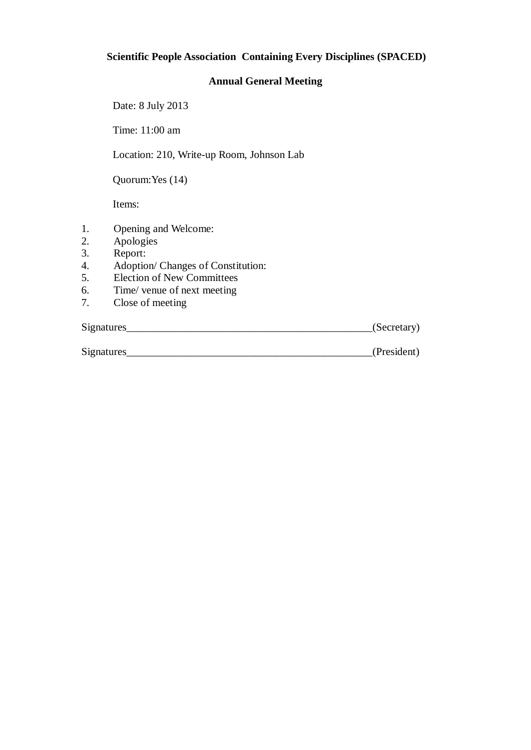**Scientific People Association  Containing Every Disciplines (SPACED)**

**Annual General Meeting**

Date: 8 July 2013

Time: 11:00 am

Location: 210, Write-up Room, Johnson Lab

Quorum:Yes (14)

Items:

1. Opening and Welcome:
2. Apologies
3. Report:
4. Adoption/ Changes of Constitution:
5. Election of New Committees
6. Time/ venue of next meeting
7. Close of meeting

Signatures_______________________________________________(Secretary)

Signatures_______________________________________________(President)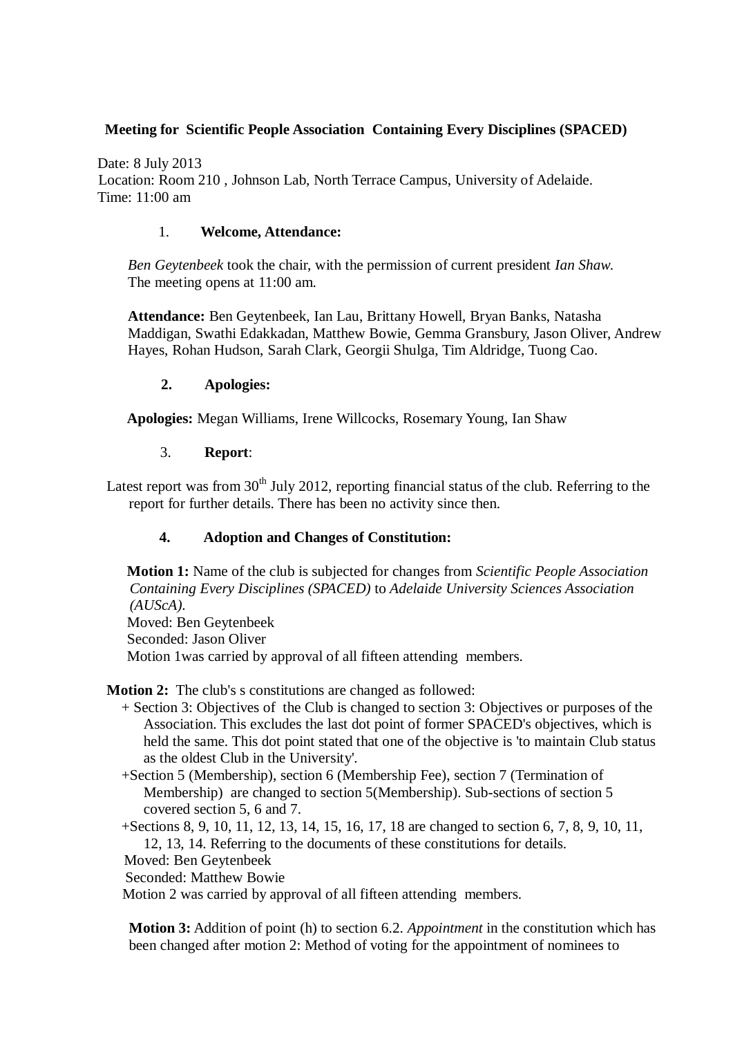**Meeting for Scientific People Association Containing Every Disciplines (SPACED)**

Date: 8 July 2013
Location: Room 210 , Johnson Lab, North Terrace Campus, University of Adelaide.
Time: 11:00 am

1. **Welcome, Attendance:**

*Ben Geytenbeek* took the chair, with the permission of current president *Ian Shaw*.
The meeting opens at 11:00 am.

**Attendance:** Ben Geytenbeek, Ian Lau, Brittany Howell, Bryan Banks, Natasha Maddigan, Swathi Edakkadan, Matthew Bowie, Gemma Gransbury, Jason Oliver, Andrew Hayes, Rohan Hudson, Sarah Clark, Georgii Shulga, Tim Aldridge, Tuong Cao.

2. **Apologies:**

**Apologies:** Megan Williams, Irene Willcocks, Rosemary Young, Ian Shaw

3. **Report**:

Latest report was from 30th July 2012, reporting financial status of the club. Referring to the report for further details. There has been no activity since then.

4. **Adoption and Changes of Constitution:**

**Motion 1:** Name of the club is subjected for changes from *Scientific People Association Containing Every Disciplines (SPACED)* to *Adelaide University Sciences Association (AUScA)*.
Moved: Ben Geytenbeek
Seconded: Jason Oliver
Motion 1was carried by approval of all fifteen attending members.

**Motion 2:** The club's s constitutions are changed as followed:

+ Section 3: Objectives of the Club is changed to section 3: Objectives or purposes of the Association. This excludes the last dot point of former SPACED's objectives, which is held the same. This dot point stated that one of the objective is 'to maintain Club status as the oldest Club in the University'.
+Section 5 (Membership), section 6 (Membership Fee), section 7 (Termination of Membership) are changed to section 5(Membership). Sub-sections of section 5 covered section 5, 6 and 7.
+Sections 8, 9, 10, 11, 12, 13, 14, 15, 16, 17, 18 are changed to section 6, 7, 8, 9, 10, 11, 12, 13, 14. Referring to the documents of these constitutions for details.

Moved: Ben Geytenbeek
Seconded: Matthew Bowie
Motion 2 was carried by approval of all fifteen attending members.

**Motion 3:** Addition of point (h) to section 6.2. *Appointment* in the constitution which has been changed after motion 2: Method of voting for the appointment of nominees to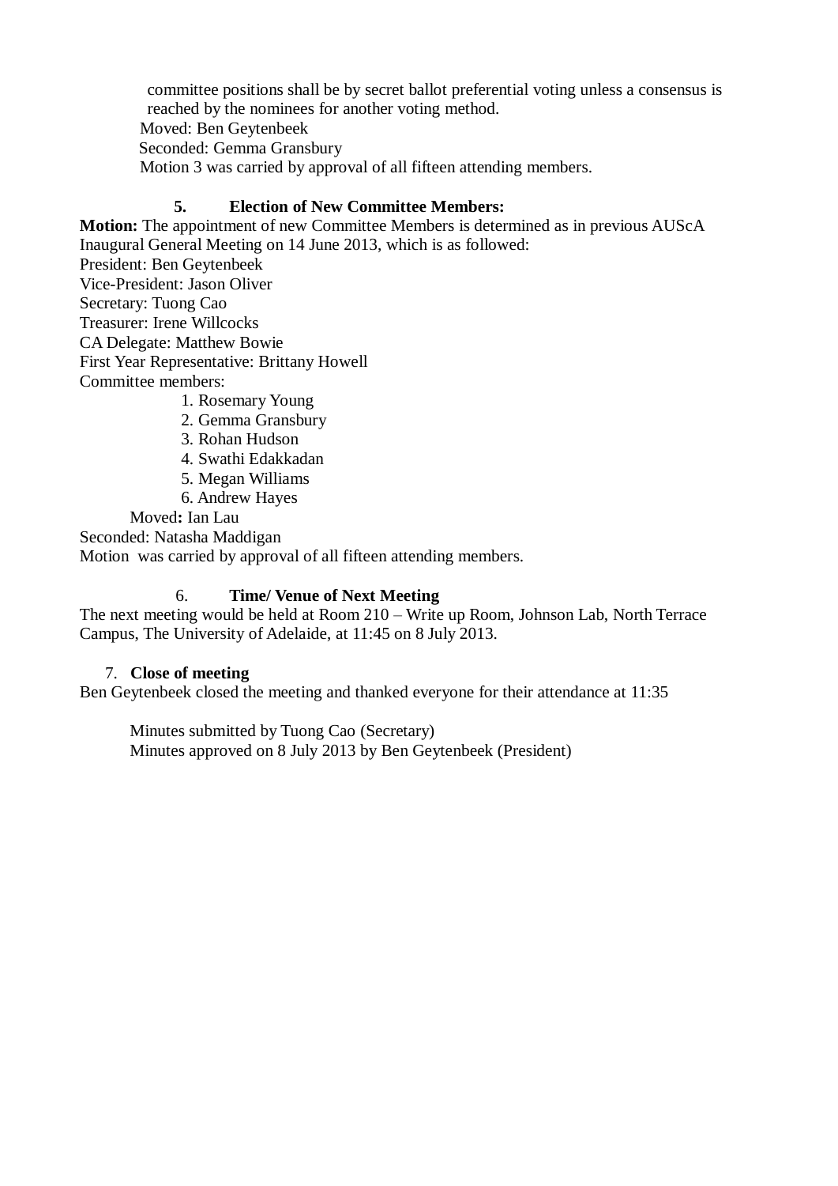committee positions shall be by secret ballot preferential voting unless a consensus is reached by the nominees for another voting method.

Moved: Ben Geytenbeek

Seconded: Gemma Gransbury

Motion 3 was carried by approval of all fifteen attending members.

### 5. Election of New Committee Members:

**Motion:** The appointment of new Committee Members is determined as in previous AUScA Inaugural General Meeting on 14 June 2013, which is as followed:

President: Ben Geytenbeek

Vice-President: Jason Oliver

Secretary: Tuong Cao

Treasurer: Irene Willcocks

CA Delegate: Matthew Bowie

First Year Representative: Brittany Howell

Committee members:

1. Rosemary Young
2. Gemma Gransbury
3. Rohan Hudson
4. Swathi Edakkadan
5. Megan Williams
6. Andrew Hayes

Moved**:** Ian Lau

Seconded: Natasha Maddigan

Motion was carried by approval of all fifteen attending members.

### 6. Time/ Venue of Next Meeting

The next meeting would be held at Room 210 – Write up Room, Johnson Lab, North Terrace Campus, The University of Adelaide, at 11:45 on 8 July 2013.

### 7. Close of meeting

Ben Geytenbeek closed the meeting and thanked everyone for their attendance at 11:35

Minutes submitted by Tuong Cao (Secretary)

Minutes approved on 8 July 2013 by Ben Geytenbeek (President)